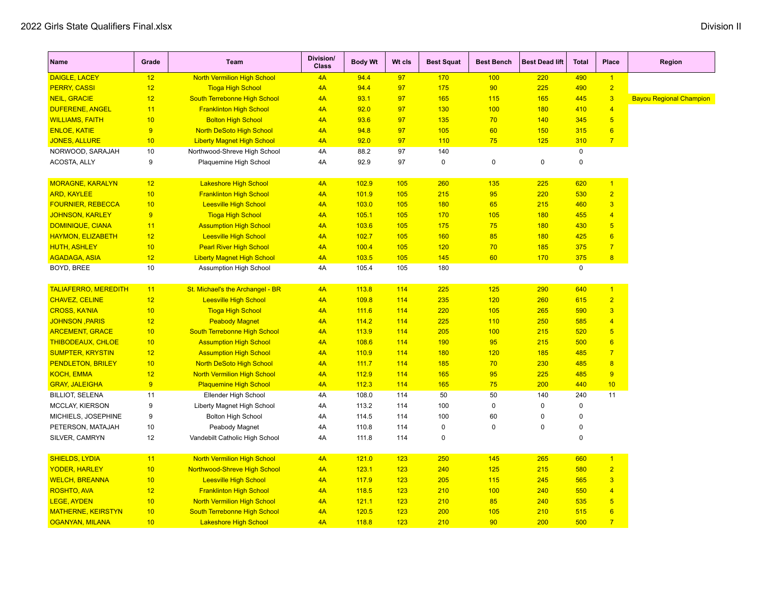2022 Girls State Qualifiers Final.xlsx

Division II

| Name | Grade | Team | Division/ Class | Body Wt | Wt cls | Best Squat | Best Bench | Best Dead lift | Total | Place | Region |
|---|---|---|---|---|---|---|---|---|---|---|---|
| DAIGLE, LACEY | 12 | North Vermilion High School | 4A | 94.4 | 97 | 170 | 100 | 220 | 490 | 1 | |
| PERRY, CASSI | 12 | Tioga High School | 4A | 94.4 | 97 | 175 | 90 | 225 | 490 | 2 | |
| NEIL, GRACIE | 12 | South Terrebonne High School | 4A | 93.1 | 97 | 165 | 115 | 165 | 445 | 3 | Bayou Regional Champion |
| DUFERENE, ANGEL | 11 | Franklinton High School | 4A | 92.0 | 97 | 130 | 100 | 180 | 410 | 4 | |
| WILLIAMS, FAITH | 10 | Bolton High School | 4A | 93.6 | 97 | 135 | 70 | 140 | 345 | 5 | |
| ENLOE, KATIE | 9 | North DeSoto High School | 4A | 94.8 | 97 | 105 | 60 | 150 | 315 | 6 | |
| JONES, ALLURE | 10 | Liberty Magnet High School | 4A | 92.0 | 97 | 110 | 75 | 125 | 310 | 7 | |
| NORWOOD, SARAJAH | 10 | Northwood-Shreve High School | 4A | 88.2 | 97 | 140 | | | 0 | | |
| ACOSTA, ALLY | 9 | Plaquemine High School | 4A | 92.9 | 97 | 0 | 0 | 0 | 0 | | |
| | | | | | | | | | | | |
| MORAGNE, KARALYN | 12 | Lakeshore High School | 4A | 102.9 | 105 | 260 | 135 | 225 | 620 | 1 | |
| ARD, KAYLEE | 10 | Franklinton High School | 4A | 101.9 | 105 | 215 | 95 | 220 | 530 | 2 | |
| FOURNIER, REBECCA | 10 | Leesville High School | 4A | 103.0 | 105 | 180 | 65 | 215 | 460 | 3 | |
| JOHNSON, KARLEY | 9 | Tioga High School | 4A | 105.1 | 105 | 170 | 105 | 180 | 455 | 4 | |
| DOMINIQUE, CIANA | 11 | Assumption High School | 4A | 103.6 | 105 | 175 | 75 | 180 | 430 | 5 | |
| HAYMON, ELIZABETH | 12 | Leesville High School | 4A | 102.7 | 105 | 160 | 85 | 180 | 425 | 6 | |
| HUTH, ASHLEY | 10 | Pearl River High School | 4A | 100.4 | 105 | 120 | 70 | 185 | 375 | 7 | |
| AGADAGA, ASIA | 12 | Liberty Magnet High School | 4A | 103.5 | 105 | 145 | 60 | 170 | 375 | 8 | |
| BOYD, BREE | 10 | Assumption High School | 4A | 105.4 | 105 | 180 | | | 0 | | |
| | | | | | | | | | | | |
| TALIAFERRO, MEREDITH | 11 | St. Michael's the Archangel - BR | 4A | 113.8 | 114 | 225 | 125 | 290 | 640 | 1 | |
| CHAVEZ, CELINE | 12 | Leesville High School | 4A | 109.8 | 114 | 235 | 120 | 260 | 615 | 2 | |
| CROSS, KA'NIA | 10 | Tioga High School | 4A | 111.6 | 114 | 220 | 105 | 265 | 590 | 3 | |
| JOHNSON ,PARIS | 12 | Peabody Magnet | 4A | 114.2 | 114 | 225 | 110 | 250 | 585 | 4 | |
| ARCEMENT, GRACE | 10 | South Terrebonne High School | 4A | 113.9 | 114 | 205 | 100 | 215 | 520 | 5 | |
| THIBODEAUX, CHLOE | 10 | Assumption High School | 4A | 108.6 | 114 | 190 | 95 | 215 | 500 | 6 | |
| SUMPTER, KRYSTIN | 12 | Assumption High School | 4A | 110.9 | 114 | 180 | 120 | 185 | 485 | 7 | |
| PENDLETON, BRILEY | 10 | North DeSoto High School | 4A | 111.7 | 114 | 185 | 70 | 230 | 485 | 8 | |
| KOCH, EMMA | 12 | North Vermilion High School | 4A | 112.9 | 114 | 165 | 95 | 225 | 485 | 9 | |
| GRAY, JALEIGHA | 9 | Plaquemine High School | 4A | 112.3 | 114 | 165 | 75 | 200 | 440 | 10 | |
| BILLIOT, SELENA | 11 | Ellender High School | 4A | 108.0 | 114 | 50 | 50 | 140 | 240 | 11 | |
| MCCLAY, KIERSON | 9 | Liberty Magnet High School | 4A | 113.2 | 114 | 100 | 0 | 0 | 0 | | |
| MICHIELS, JOSEPHINE | 9 | Bolton High School | 4A | 114.5 | 114 | 100 | 60 | 0 | 0 | | |
| PETERSON, MATAJAH | 10 | Peabody Magnet | 4A | 110.8 | 114 | 0 | 0 | 0 | 0 | | |
| SILVER, CAMRYN | 12 | Vandebilt Catholic High School | 4A | 111.8 | 114 | 0 | | | 0 | | |
| | | | | | | | | | | | |
| SHIELDS, LYDIA | 11 | North Vermilion High School | 4A | 121.0 | 123 | 250 | 145 | 265 | 660 | 1 | |
| YODER, HARLEY | 10 | Northwood-Shreve High School | 4A | 123.1 | 123 | 240 | 125 | 215 | 580 | 2 | |
| WELCH, BREANNA | 10 | Leesville High School | 4A | 117.9 | 123 | 205 | 115 | 245 | 565 | 3 | |
| ROSHTO, AVA | 12 | Franklinton High School | 4A | 118.5 | 123 | 210 | 100 | 240 | 550 | 4 | |
| LEGE, AYDEN | 10 | North Vermilion High School | 4A | 121.1 | 123 | 210 | 85 | 240 | 535 | 5 | |
| MATHERNE, KEIRSTYN | 10 | South Terrebonne High School | 4A | 120.5 | 123 | 200 | 105 | 210 | 515 | 6 | |
| OGANYAN, MILANA | 10 | Lakeshore High School | 4A | 118.8 | 123 | 210 | 90 | 200 | 500 | 7 | |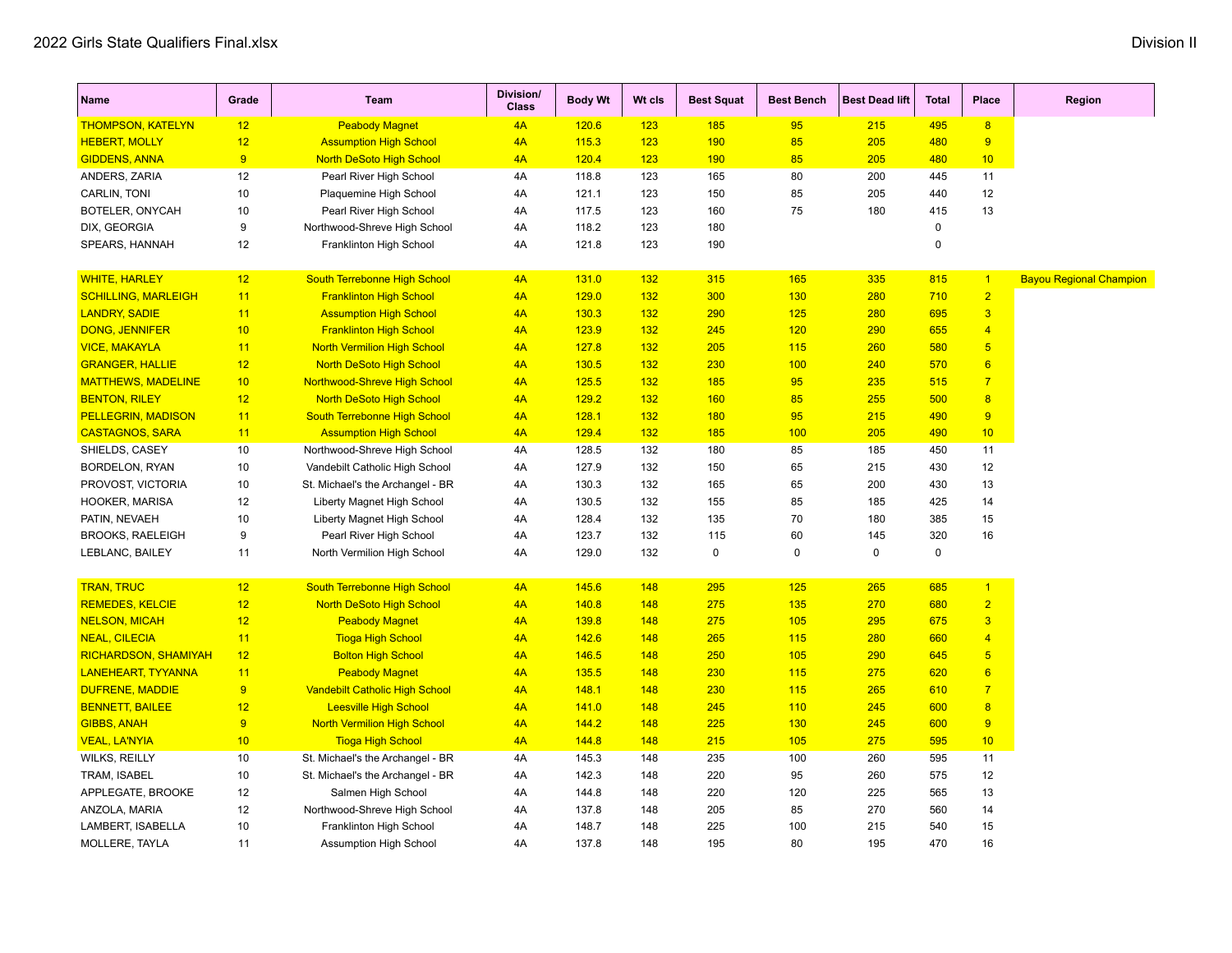| Name | Grade | Team | Division/ Class | Body Wt | Wt cls | Best Squat | Best Bench | Best Dead lift | Total | Place | Region |
|---|---|---|---|---|---|---|---|---|---|---|---|
| THOMPSON, KATELYN | 12 | Peabody Magnet | 4A | 120.6 | 123 | 185 | 95 | 215 | 495 | 8 | |
| HEBERT, MOLLY | 12 | Assumption High School | 4A | 115.3 | 123 | 190 | 85 | 205 | 480 | 9 | |
| GIDDENS, ANNA | 9 | North DeSoto High School | 4A | 120.4 | 123 | 190 | 85 | 205 | 480 | 10 | |
| ANDERS, ZARIA | 12 | Pearl River High School | 4A | 118.8 | 123 | 165 | 80 | 200 | 445 | 11 | |
| CARLIN, TONI | 10 | Plaquemine High School | 4A | 121.1 | 123 | 150 | 85 | 205 | 440 | 12 | |
| BOTELER, ONYCAH | 10 | Pearl River High School | 4A | 117.5 | 123 | 160 | 75 | 180 | 415 | 13 | |
| DIX, GEORGIA | 9 | Northwood-Shreve High School | 4A | 118.2 | 123 | 180 | | | 0 | | |
| SPEARS, HANNAH | 12 | Franklinton High School | 4A | 121.8 | 123 | 190 | | | 0 | | |
| | | | | | | | | | | | |
| WHITE, HARLEY | 12 | South Terrebonne High School | 4A | 131.0 | 132 | 315 | 165 | 335 | 815 | 1 | Bayou Regional Champion |
| SCHILLING, MARLEIGH | 11 | Franklinton High School | 4A | 129.0 | 132 | 300 | 130 | 280 | 710 | 2 | |
| LANDRY, SADIE | 11 | Assumption High School | 4A | 130.3 | 132 | 290 | 125 | 280 | 695 | 3 | |
| DONG, JENNIFER | 10 | Franklinton High School | 4A | 123.9 | 132 | 245 | 120 | 290 | 655 | 4 | |
| VICE, MAKAYLA | 11 | North Vermilion High School | 4A | 127.8 | 132 | 205 | 115 | 260 | 580 | 5 | |
| GRANGER, HALLIE | 12 | North DeSoto High School | 4A | 130.5 | 132 | 230 | 100 | 240 | 570 | 6 | |
| MATTHEWS, MADELINE | 10 | Northwood-Shreve High School | 4A | 125.5 | 132 | 185 | 95 | 235 | 515 | 7 | |
| BENTON, RILEY | 12 | North DeSoto High School | 4A | 129.2 | 132 | 160 | 85 | 255 | 500 | 8 | |
| PELLEGRIN, MADISON | 11 | South Terrebonne High School | 4A | 128.1 | 132 | 180 | 95 | 215 | 490 | 9 | |
| CASTAGNOS, SARA | 11 | Assumption High School | 4A | 129.4 | 132 | 185 | 100 | 205 | 490 | 10 | |
| SHIELDS, CASEY | 10 | Northwood-Shreve High School | 4A | 128.5 | 132 | 180 | 85 | 185 | 450 | 11 | |
| BORDELON, RYAN | 10 | Vandebilt Catholic High School | 4A | 127.9 | 132 | 150 | 65 | 215 | 430 | 12 | |
| PROVOST, VICTORIA | 10 | St. Michael's the Archangel - BR | 4A | 130.3 | 132 | 165 | 65 | 200 | 430 | 13 | |
| HOOKER, MARISA | 12 | Liberty Magnet High School | 4A | 130.5 | 132 | 155 | 85 | 185 | 425 | 14 | |
| PATIN, NEVAEH | 10 | Liberty Magnet High School | 4A | 128.4 | 132 | 135 | 70 | 180 | 385 | 15 | |
| BROOKS, RAELEIGH | 9 | Pearl River High School | 4A | 123.7 | 132 | 115 | 60 | 145 | 320 | 16 | |
| LEBLANC, BAILEY | 11 | North Vermilion High School | 4A | 129.0 | 132 | 0 | 0 | 0 | 0 | | |
| | | | | | | | | | | | |
| TRAN, TRUC | 12 | South Terrebonne High School | 4A | 145.6 | 148 | 295 | 125 | 265 | 685 | 1 | |
| REMEDES, KELCIE | 12 | North DeSoto High School | 4A | 140.8 | 148 | 275 | 135 | 270 | 680 | 2 | |
| NELSON, MICAH | 12 | Peabody Magnet | 4A | 139.8 | 148 | 275 | 105 | 295 | 675 | 3 | |
| NEAL, CILECIA | 11 | Tioga High School | 4A | 142.6 | 148 | 265 | 115 | 280 | 660 | 4 | |
| RICHARDSON, SHAMIYAH | 12 | Bolton High School | 4A | 146.5 | 148 | 250 | 105 | 290 | 645 | 5 | |
| LANEHEART, TYYANNA | 11 | Peabody Magnet | 4A | 135.5 | 148 | 230 | 115 | 275 | 620 | 6 | |
| DUFRENE, MADDIE | 9 | Vandebilt Catholic High School | 4A | 148.1 | 148 | 230 | 115 | 265 | 610 | 7 | |
| BENNETT, BAILEE | 12 | Leesville High School | 4A | 141.0 | 148 | 245 | 110 | 245 | 600 | 8 | |
| GIBBS, ANAH | 9 | North Vermilion High School | 4A | 144.2 | 148 | 225 | 130 | 245 | 600 | 9 | |
| VEAL, LA'NYIA | 10 | Tioga High School | 4A | 144.8 | 148 | 215 | 105 | 275 | 595 | 10 | |
| WILKS, REILLY | 10 | St. Michael's the Archangel - BR | 4A | 145.3 | 148 | 235 | 100 | 260 | 595 | 11 | |
| TRAM, ISABEL | 10 | St. Michael's the Archangel - BR | 4A | 142.3 | 148 | 220 | 95 | 260 | 575 | 12 | |
| APPLEGATE, BROOKE | 12 | Salmen High School | 4A | 144.8 | 148 | 220 | 120 | 225 | 565 | 13 | |
| ANZOLA, MARIA | 12 | Northwood-Shreve High School | 4A | 137.8 | 148 | 205 | 85 | 270 | 560 | 14 | |
| LAMBERT, ISABELLA | 10 | Franklinton High School | 4A | 148.7 | 148 | 225 | 100 | 215 | 540 | 15 | |
| MOLLERE, TAYLA | 11 | Assumption High School | 4A | 137.8 | 148 | 195 | 80 | 195 | 470 | 16 | |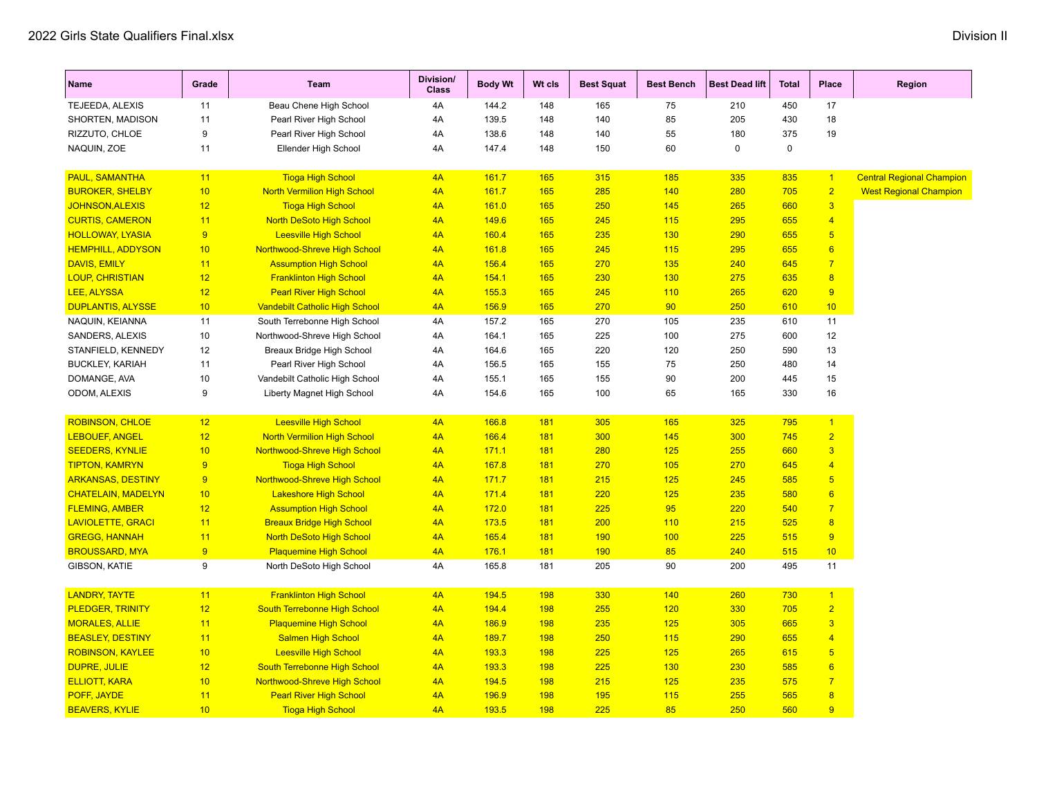| Name | Grade | Team | Division/ Class | Body Wt | Wt cls | Best Squat | Best Bench | Best Dead lift | Total | Place | Region |
|---|---|---|---|---|---|---|---|---|---|---|---|
| TEJEEDA, ALEXIS | 11 | Beau Chene High School | 4A | 144.2 | 148 | 165 | 75 | 210 | 450 | 17 | |
| SHORTEN, MADISON | 11 | Pearl River High School | 4A | 139.5 | 148 | 140 | 85 | 205 | 430 | 18 | |
| RIZZUTO, CHLOE | 9 | Pearl River High School | 4A | 138.6 | 148 | 140 | 55 | 180 | 375 | 19 | |
| NAQUIN, ZOE | 11 | Ellender High School | 4A | 147.4 | 148 | 150 | 60 | 0 | 0 | | |
| | | | | | | | | | | | |
| PAUL, SAMANTHA | 11 | Tioga High School | 4A | 161.7 | 165 | 315 | 185 | 335 | 835 | 1 | Central Regional Champion |
| BUROKER, SHELBY | 10 | North Vermilion High School | 4A | 161.7 | 165 | 285 | 140 | 280 | 705 | 2 | West Regional Champion |
| JOHNSON,ALEXIS | 12 | Tioga High School | 4A | 161.0 | 165 | 250 | 145 | 265 | 660 | 3 | |
| CURTIS, CAMERON | 11 | North DeSoto High School | 4A | 149.6 | 165 | 245 | 115 | 295 | 655 | 4 | |
| HOLLOWAY, LYASIA | 9 | Leesville High School | 4A | 160.4 | 165 | 235 | 130 | 290 | 655 | 5 | |
| HEMPHILL, ADDYSON | 10 | Northwood-Shreve High School | 4A | 161.8 | 165 | 245 | 115 | 295 | 655 | 6 | |
| DAVIS, EMILY | 11 | Assumption High School | 4A | 156.4 | 165 | 270 | 135 | 240 | 645 | 7 | |
| LOUP, CHRISTIAN | 12 | Franklinton High School | 4A | 154.1 | 165 | 230 | 130 | 275 | 635 | 8 | |
| LEE, ALYSSA | 12 | Pearl River High School | 4A | 155.3 | 165 | 245 | 110 | 265 | 620 | 9 | |
| DUPLANTIS, ALYSSE | 10 | Vandebilt Catholic High School | 4A | 156.9 | 165 | 270 | 90 | 250 | 610 | 10 | |
| NAQUIN, KEIANNA | 11 | South Terrebonne High School | 4A | 157.2 | 165 | 270 | 105 | 235 | 610 | 11 | |
| SANDERS, ALEXIS | 10 | Northwood-Shreve High School | 4A | 164.1 | 165 | 225 | 100 | 275 | 600 | 12 | |
| STANFIELD, KENNEDY | 12 | Breaux Bridge High School | 4A | 164.6 | 165 | 220 | 120 | 250 | 590 | 13 | |
| BUCKLEY, KARIAH | 11 | Pearl River High School | 4A | 156.5 | 165 | 155 | 75 | 250 | 480 | 14 | |
| DOMANGE, AVA | 10 | Vandebilt Catholic High School | 4A | 155.1 | 165 | 155 | 90 | 200 | 445 | 15 | |
| ODOM, ALEXIS | 9 | Liberty Magnet High School | 4A | 154.6 | 165 | 100 | 65 | 165 | 330 | 16 | |
| | | | | | | | | | | | |
| ROBINSON, CHLOE | 12 | Leesville High School | 4A | 166.8 | 181 | 305 | 165 | 325 | 795 | 1 | |
| LEBOUEF, ANGEL | 12 | North Vermilion High School | 4A | 166.4 | 181 | 300 | 145 | 300 | 745 | 2 | |
| SEEDERS, KYNLIE | 10 | Northwood-Shreve High School | 4A | 171.1 | 181 | 280 | 125 | 255 | 660 | 3 | |
| TIPTON, KAMRYN | 9 | Tioga High School | 4A | 167.8 | 181 | 270 | 105 | 270 | 645 | 4 | |
| ARKANSAS, DESTINY | 9 | Northwood-Shreve High School | 4A | 171.7 | 181 | 215 | 125 | 245 | 585 | 5 | |
| CHATELAIN, MADELYN | 10 | Lakeshore High School | 4A | 171.4 | 181 | 220 | 125 | 235 | 580 | 6 | |
| FLEMING, AMBER | 12 | Assumption High School | 4A | 172.0 | 181 | 225 | 95 | 220 | 540 | 7 | |
| LAVIOLETTE, GRACI | 11 | Breaux Bridge High School | 4A | 173.5 | 181 | 200 | 110 | 215 | 525 | 8 | |
| GREGG, HANNAH | 11 | North DeSoto High School | 4A | 165.4 | 181 | 190 | 100 | 225 | 515 | 9 | |
| BROUSSARD, MYA | 9 | Plaquemine High School | 4A | 176.1 | 181 | 190 | 85 | 240 | 515 | 10 | |
| GIBSON, KATIE | 9 | North DeSoto High School | 4A | 165.8 | 181 | 205 | 90 | 200 | 495 | 11 | |
| | | | | | | | | | | | |
| LANDRY, TAYTE | 11 | Franklinton High School | 4A | 194.5 | 198 | 330 | 140 | 260 | 730 | 1 | |
| PLEDGER, TRINITY | 12 | South Terrebonne High School | 4A | 194.4 | 198 | 255 | 120 | 330 | 705 | 2 | |
| MORALES, ALLIE | 11 | Plaquemine High School | 4A | 186.9 | 198 | 235 | 125 | 305 | 665 | 3 | |
| BEASLEY, DESTINY | 11 | Salmen High School | 4A | 189.7 | 198 | 250 | 115 | 290 | 655 | 4 | |
| ROBINSON, KAYLEE | 10 | Leesville High School | 4A | 193.3 | 198 | 225 | 125 | 265 | 615 | 5 | |
| DUPRE, JULIE | 12 | South Terrebonne High School | 4A | 193.3 | 198 | 225 | 130 | 230 | 585 | 6 | |
| ELLIOTT, KARA | 10 | Northwood-Shreve High School | 4A | 194.5 | 198 | 215 | 125 | 235 | 575 | 7 | |
| POFF, JAYDE | 11 | Pearl River High School | 4A | 196.9 | 198 | 195 | 115 | 255 | 565 | 8 | |
| BEAVERS, KYLIE | 10 | Tioga High School | 4A | 193.5 | 198 | 225 | 85 | 250 | 560 | 9 | |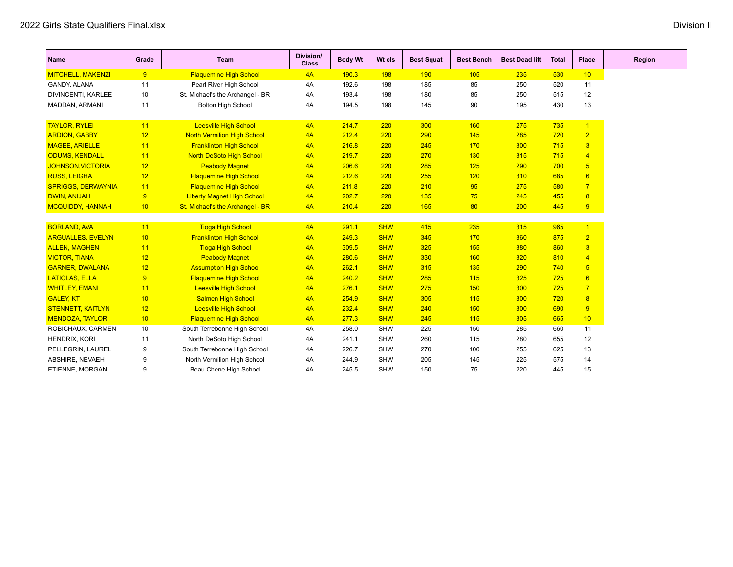| Name | Grade | Team | Division/ Class | Body Wt | Wt cls | Best Squat | Best Bench | Best Dead lift | Total | Place | Region |
|---|---|---|---|---|---|---|---|---|---|---|---|
| MITCHELL, MAKENZI | 9 | Plaquemine High School | 4A | 190.3 | 198 | 190 | 105 | 235 | 530 | 10 | |
| GANDY, ALANA | 11 | Pearl River High School | 4A | 192.6 | 198 | 185 | 85 | 250 | 520 | 11 | |
| DIVINCENTI, KARLEE | 10 | St. Michael's the Archangel - BR | 4A | 193.4 | 198 | 180 | 85 | 250 | 515 | 12 | |
| MADDAN, ARMANI | 11 | Bolton High School | 4A | 194.5 | 198 | 145 | 90 | 195 | 430 | 13 | |
| | | | | | | | | | | | |
| TAYLOR, RYLEI | 11 | Leesville High School | 4A | 214.7 | 220 | 300 | 160 | 275 | 735 | 1 | |
| ARDION, GABBY | 12 | North Vermilion High School | 4A | 212.4 | 220 | 290 | 145 | 285 | 720 | 2 | |
| MAGEE, ARIELLE | 11 | Franklinton High School | 4A | 216.8 | 220 | 245 | 170 | 300 | 715 | 3 | |
| ODUMS, KENDALL | 11 | North DeSoto High School | 4A | 219.7 | 220 | 270 | 130 | 315 | 715 | 4 | |
| JOHNSON,VICTORIA | 12 | Peabody Magnet | 4A | 206.6 | 220 | 285 | 125 | 290 | 700 | 5 | |
| RUSS, LEIGHA | 12 | Plaquemine High School | 4A | 212.6 | 220 | 255 | 120 | 310 | 685 | 6 | |
| SPRIGGS, DERWAYNIA | 11 | Plaquemine High School | 4A | 211.8 | 220 | 210 | 95 | 275 | 580 | 7 | |
| DWIN, ANIJAH | 9 | Liberty Magnet High School | 4A | 202.7 | 220 | 135 | 75 | 245 | 455 | 8 | |
| MCQUIDDY, HANNAH | 10 | St. Michael's the Archangel - BR | 4A | 210.4 | 220 | 165 | 80 | 200 | 445 | 9 | |
| | | | | | | | | | | | |
| BORLAND, AVA | 11 | Tioga High School | 4A | 291.1 | SHW | 415 | 235 | 315 | 965 | 1 | |
| ARGUALLES, EVELYN | 10 | Franklinton High School | 4A | 249.3 | SHW | 345 | 170 | 360 | 875 | 2 | |
| ALLEN, MAGHEN | 11 | Tioga High School | 4A | 309.5 | SHW | 325 | 155 | 380 | 860 | 3 | |
| VICTOR, TIANA | 12 | Peabody Magnet | 4A | 280.6 | SHW | 330 | 160 | 320 | 810 | 4 | |
| GARNER, DWALANA | 12 | Assumption High School | 4A | 262.1 | SHW | 315 | 135 | 290 | 740 | 5 | |
| LATIOLAS, ELLA | 9 | Plaquemine High School | 4A | 240.2 | SHW | 285 | 115 | 325 | 725 | 6 | |
| WHITLEY, EMANI | 11 | Leesville High School | 4A | 276.1 | SHW | 275 | 150 | 300 | 725 | 7 | |
| GALEY, KT | 10 | Salmen High School | 4A | 254.9 | SHW | 305 | 115 | 300 | 720 | 8 | |
| STENNETT, KAITLYN | 12 | Leesville High School | 4A | 232.4 | SHW | 240 | 150 | 300 | 690 | 9 | |
| MENDOZA, TAYLOR | 10 | Plaquemine High School | 4A | 277.3 | SHW | 245 | 115 | 305 | 665 | 10 | |
| ROBICHAUX, CARMEN | 10 | South Terrebonne High School | 4A | 258.0 | SHW | 225 | 150 | 285 | 660 | 11 | |
| HENDRIX, KORI | 11 | North DeSoto High School | 4A | 241.1 | SHW | 260 | 115 | 280 | 655 | 12 | |
| PELLEGRIN, LAUREL | 9 | South Terrebonne High School | 4A | 226.7 | SHW | 270 | 100 | 255 | 625 | 13 | |
| ABSHIRE, NEVAEH | 9 | North Vermilion High School | 4A | 244.9 | SHW | 205 | 145 | 225 | 575 | 14 | |
| ETIENNE, MORGAN | 9 | Beau Chene High School | 4A | 245.5 | SHW | 150 | 75 | 220 | 445 | 15 | |